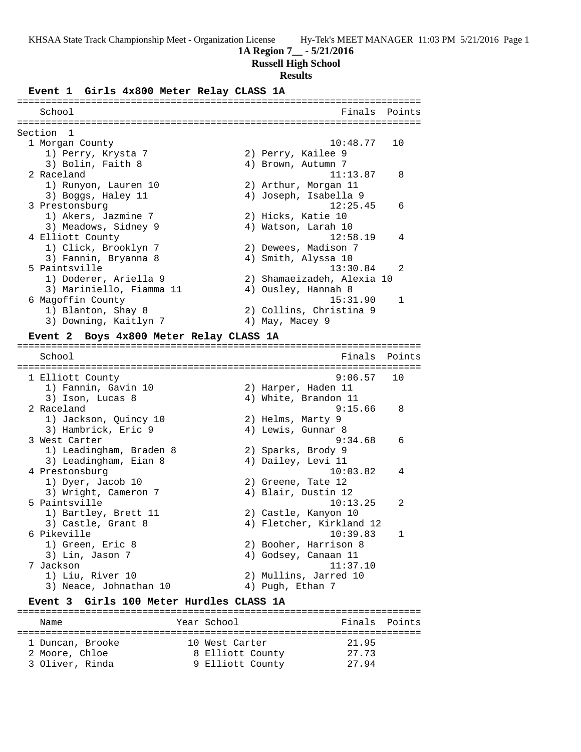KHSAA State Track Championship Meet - Organization License Hy-Tek's MEET MANAGER 11:03 PM 5/21/2016 Page 1

**1A Region 7__ - 5/21/2016**

**Russell High School**

**Results**

### Event 1 Girls 4x800 Meter Relay CLASS 1A

Section 1

| School | Finals | Points |
|---|---|---|
| 1 Morgan County | 10:48.77 | 10 |
| 1) Perry, Krysta 7; 2) Perry, Kailee 9; 3) Bolin, Faith 8; 4) Brown, Autumn 7 | | |
| 2 Raceland | 11:13.87 | 8 |
| 1) Runyon, Lauren 10; 2) Arthur, Morgan 11; 3) Boggs, Haley 11; 4) Joseph, Isabella 9 | | |
| 3 Prestonsburg | 12:25.45 | 6 |
| 1) Akers, Jazmine 7; 2) Hicks, Katie 10; 3) Meadows, Sidney 9; 4) Watson, Larah 10 | | |
| 4 Elliott County | 12:58.19 | 4 |
| 1) Click, Brooklyn 7; 2) Dewees, Madison 7; 3) Fannin, Bryanna 8; 4) Smith, Alyssa 10 | | |
| 5 Paintsville | 13:30.84 | 2 |
| 1) Doderer, Ariella 9; 2) Shamaeizadeh, Alexia 10; 3) Mariniello, Fiamma 11; 4) Ousley, Hannah 8 | | |
| 6 Magoffin County | 15:31.90 | 1 |
| 1) Blanton, Shay 8; 2) Collins, Christina 9; 3) Downing, Kaitlyn 7; 4) May, Macey 9 | | |

### Event 2 Boys 4x800 Meter Relay CLASS 1A

| School | Finals | Points |
|---|---|---|
| 1 Elliott County | 9:06.57 | 10 |
| 1) Fannin, Gavin 10; 2) Harper, Haden 11; 3) Ison, Lucas 8; 4) White, Brandon 11 | | |
| 2 Raceland | 9:15.66 | 8 |
| 1) Jackson, Quincy 10; 2) Helms, Marty 9; 3) Hambrick, Eric 9; 4) Lewis, Gunnar 8 | | |
| 3 West Carter | 9:34.68 | 6 |
| 1) Leadingham, Braden 8; 2) Sparks, Brody 9; 3) Leadingham, Eian 8; 4) Dailey, Levi 11 | | |
| 4 Prestonsburg | 10:03.82 | 4 |
| 1) Dyer, Jacob 10; 2) Greene, Tate 12; 3) Wright, Cameron 7; 4) Blair, Dustin 12 | | |
| 5 Paintsville | 10:13.25 | 2 |
| 1) Bartley, Brett 11; 2) Castle, Kanyon 10; 3) Castle, Grant 8; 4) Fletcher, Kirkland 12 | | |
| 6 Pikeville | 10:39.83 | 1 |
| 1) Green, Eric 8; 2) Booher, Harrison 8; 3) Lin, Jason 7; 4) Godsey, Canaan 11 | | |
| 7 Jackson | 11:37.10 | |
| 1) Liu, River 10; 2) Mullins, Jarred 10; 3) Neace, Johnathan 10; 4) Pugh, Ethan 7 | | |

### Event 3 Girls 100 Meter Hurdles CLASS 1A

| Name | Year | School | Finals | Points |
|---|---|---|---|---|
| 1 Duncan, Brooke | 10 | West Carter | 21.95 | |
| 2 Moore, Chloe | 8 | Elliott County | 27.73 | |
| 3 Oliver, Rinda | 9 | Elliott County | 27.94 | |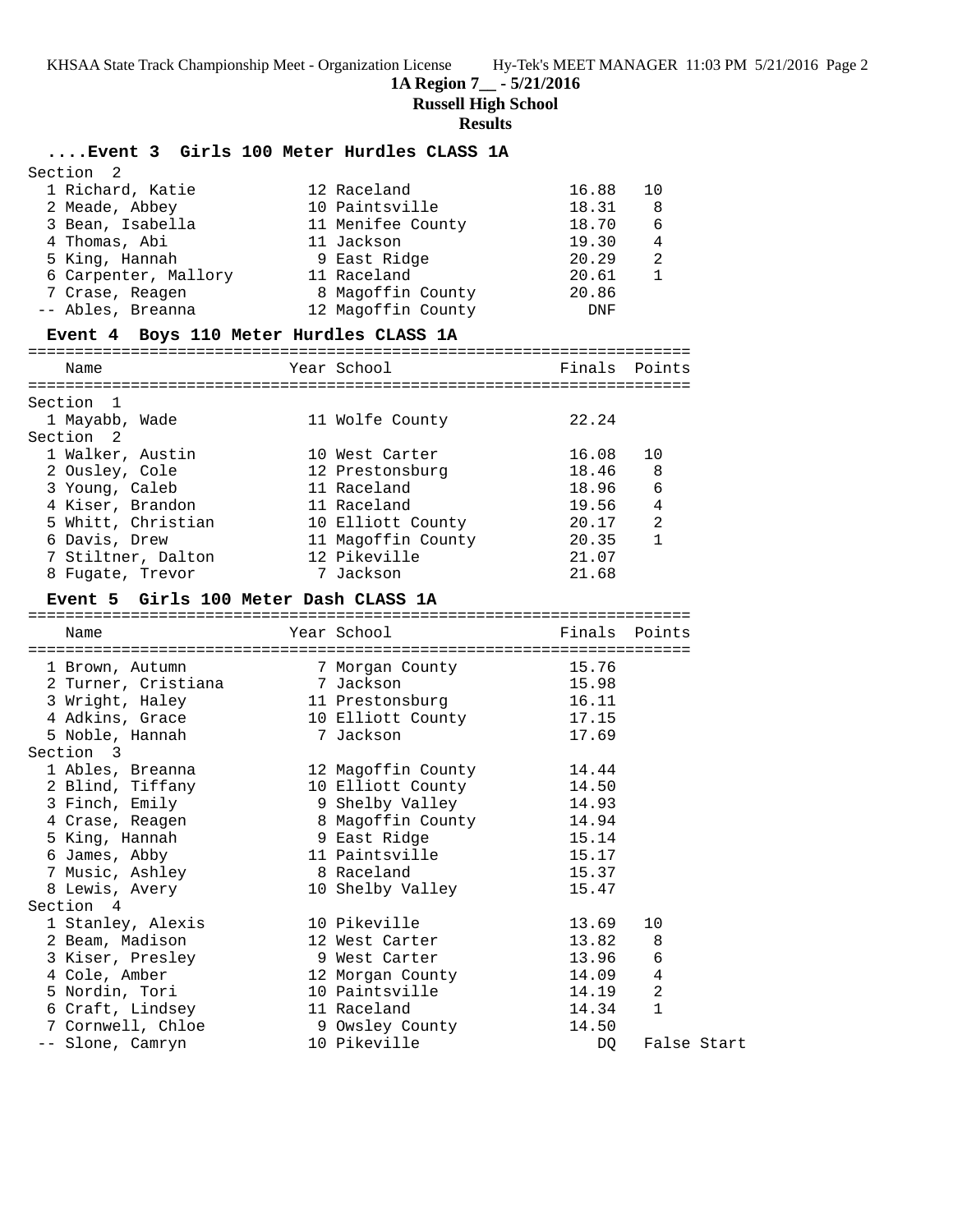**1A Region 7__ - 5/21/2016**

**Russell High School**

**Results**

### ....Event 3 Girls 100 Meter Hurdles CLASS 1A

Section 2

| Place | Name | Year | School | Finals | Points |
|---|---|---|---|---|---|
| 1 | Richard, Katie | 12 | Raceland | 16.88 | 10 |
| 2 | Meade, Abbey | 10 | Paintsville | 18.31 | 8 |
| 3 | Bean, Isabella | 11 | Menifee County | 18.70 | 6 |
| 4 | Thomas, Abi | 11 | Jackson | 19.30 | 4 |
| 5 | King, Hannah | 9 | East Ridge | 20.29 | 2 |
| 6 | Carpenter, Mallory | 11 | Raceland | 20.61 | 1 |
| 7 | Crase, Reagen | 8 | Magoffin County | 20.86 | |
| -- | Ables, Breanna | 12 | Magoffin County | DNF | |

### Event 4 Boys 110 Meter Hurdles CLASS 1A

| Place | Name | Year | School | Finals | Points |
|---|---|---|---|---|---|
| Section 1 | | | | | |
| 1 | Mayabb, Wade | 11 | Wolfe County | 22.24 | |
| Section 2 | | | | | |
| 1 | Walker, Austin | 10 | West Carter | 16.08 | 10 |
| 2 | Ousley, Cole | 12 | Prestonsburg | 18.46 | 8 |
| 3 | Young, Caleb | 11 | Raceland | 18.96 | 6 |
| 4 | Kiser, Brandon | 11 | Raceland | 19.56 | 4 |
| 5 | Whitt, Christian | 10 | Elliott County | 20.17 | 2 |
| 6 | Davis, Drew | 11 | Magoffin County | 20.35 | 1 |
| 7 | Stiltner, Dalton | 12 | Pikeville | 21.07 | |
| 8 | Fugate, Trevor | 7 | Jackson | 21.68 | |

### Event 5 Girls 100 Meter Dash CLASS 1A

| Place | Name | Year | School | Finals | Points |
|---|---|---|---|---|---|
| 1 | Brown, Autumn | 7 | Morgan County | 15.76 | |
| 2 | Turner, Cristiana | 7 | Jackson | 15.98 | |
| 3 | Wright, Haley | 11 | Prestonsburg | 16.11 | |
| 4 | Adkins, Grace | 10 | Elliott County | 17.15 | |
| 5 | Noble, Hannah | 7 | Jackson | 17.69 | |
| Section 3 | | | | | |
| 1 | Ables, Breanna | 12 | Magoffin County | 14.44 | |
| 2 | Blind, Tiffany | 10 | Elliott County | 14.50 | |
| 3 | Finch, Emily | 9 | Shelby Valley | 14.93 | |
| 4 | Crase, Reagen | 8 | Magoffin County | 14.94 | |
| 5 | King, Hannah | 9 | East Ridge | 15.14 | |
| 6 | James, Abby | 11 | Paintsville | 15.17 | |
| 7 | Music, Ashley | 8 | Raceland | 15.37 | |
| 8 | Lewis, Avery | 10 | Shelby Valley | 15.47 | |
| Section 4 | | | | | |
| 1 | Stanley, Alexis | 10 | Pikeville | 13.69 | 10 |
| 2 | Beam, Madison | 12 | West Carter | 13.82 | 8 |
| 3 | Kiser, Presley | 9 | West Carter | 13.96 | 6 |
| 4 | Cole, Amber | 12 | Morgan County | 14.09 | 4 |
| 5 | Nordin, Tori | 10 | Paintsville | 14.19 | 2 |
| 6 | Craft, Lindsey | 11 | Raceland | 14.34 | 1 |
| 7 | Cornwell, Chloe | 9 | Owsley County | 14.50 | |
| -- | Slone, Camryn | 10 | Pikeville | DQ | False Start |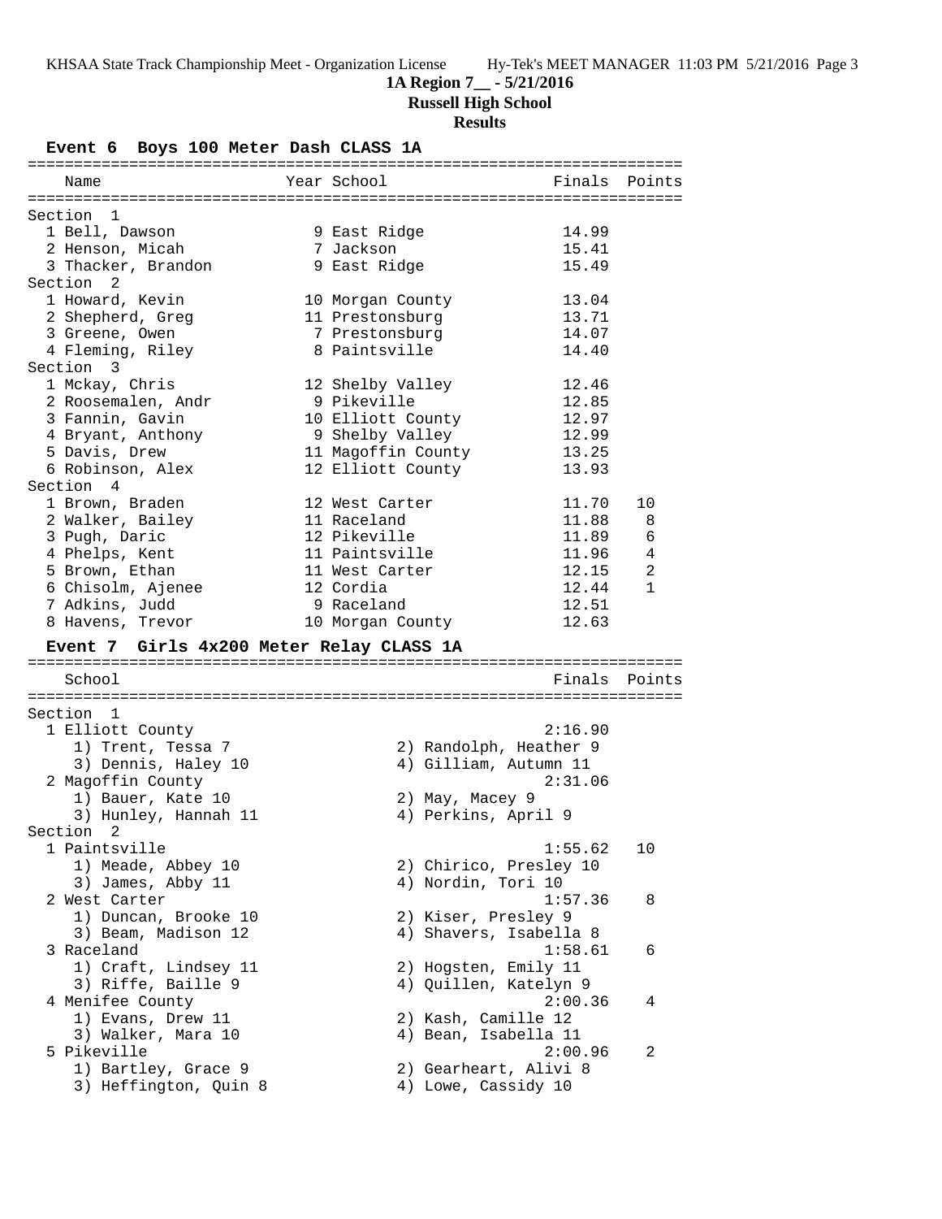**1A Region 7__ - 5/21/2016**

**Russell High School**

**Results**

### Event 6 Boys 100 Meter Dash CLASS 1A

| Name | Year | School | Finals | Points |
|---|---|---|---|---|
| **Section 1** | | | | |
| 1 Bell, Dawson | 9 | East Ridge | 14.99 | |
| 2 Henson, Micah | 7 | Jackson | 15.41 | |
| 3 Thacker, Brandon | 9 | East Ridge | 15.49 | |
| **Section 2** | | | | |
| 1 Howard, Kevin | 10 | Morgan County | 13.04 | |
| 2 Shepherd, Greg | 11 | Prestonsburg | 13.71 | |
| 3 Greene, Owen | 7 | Prestonsburg | 14.07 | |
| 4 Fleming, Riley | 8 | Paintsville | 14.40 | |
| **Section 3** | | | | |
| 1 Mckay, Chris | 12 | Shelby Valley | 12.46 | |
| 2 Roosemalen, Andr | 9 | Pikeville | 12.85 | |
| 3 Fannin, Gavin | 10 | Elliott County | 12.97 | |
| 4 Bryant, Anthony | 9 | Shelby Valley | 12.99 | |
| 5 Davis, Drew | 11 | Magoffin County | 13.25 | |
| 6 Robinson, Alex | 12 | Elliott County | 13.93 | |
| **Section 4** | | | | |
| 1 Brown, Braden | 12 | West Carter | 11.70 | 10 |
| 2 Walker, Bailey | 11 | Raceland | 11.88 | 8 |
| 3 Pugh, Daric | 12 | Pikeville | 11.89 | 6 |
| 4 Phelps, Kent | 11 | Paintsville | 11.96 | 4 |
| 5 Brown, Ethan | 11 | West Carter | 12.15 | 2 |
| 6 Chisolm, Ajenee | 12 | Cordia | 12.44 | 1 |
| 7 Adkins, Judd | 9 | Raceland | 12.51 | |
| 8 Havens, Trevor | 10 | Morgan County | 12.63 | |

### Event 7 Girls 4x200 Meter Relay CLASS 1A

| School | Finals | Points |
|---|---|---|
| **Section 1** | | |
| 1 Elliott County | 2:16.90 | |
| 1) Trent, Tessa 7; 2) Randolph, Heather 9; 3) Dennis, Haley 10; 4) Gilliam, Autumn 11 | | |
| 2 Magoffin County | 2:31.06 | |
| 1) Bauer, Kate 10; 2) May, Macey 9; 3) Hunley, Hannah 11; 4) Perkins, April 9 | | |
| **Section 2** | | |
| 1 Paintsville | 1:55.62 | 10 |
| 1) Meade, Abbey 10; 2) Chirico, Presley 10; 3) James, Abby 11; 4) Nordin, Tori 10 | | |
| 2 West Carter | 1:57.36 | 8 |
| 1) Duncan, Brooke 10; 2) Kiser, Presley 9; 3) Beam, Madison 12; 4) Shavers, Isabella 8 | | |
| 3 Raceland | 1:58.61 | 6 |
| 1) Craft, Lindsey 11; 2) Hogsten, Emily 11; 3) Riffe, Baille 9; 4) Quillen, Katelyn 9 | | |
| 4 Menifee County | 2:00.36 | 4 |
| 1) Evans, Drew 11; 2) Kash, Camille 12; 3) Walker, Mara 10; 4) Bean, Isabella 11 | | |
| 5 Pikeville | 2:00.96 | 2 |
| 1) Bartley, Grace 9; 2) Gearheart, Alivi 8; 3) Heffington, Quin 8; 4) Lowe, Cassidy 10 | | |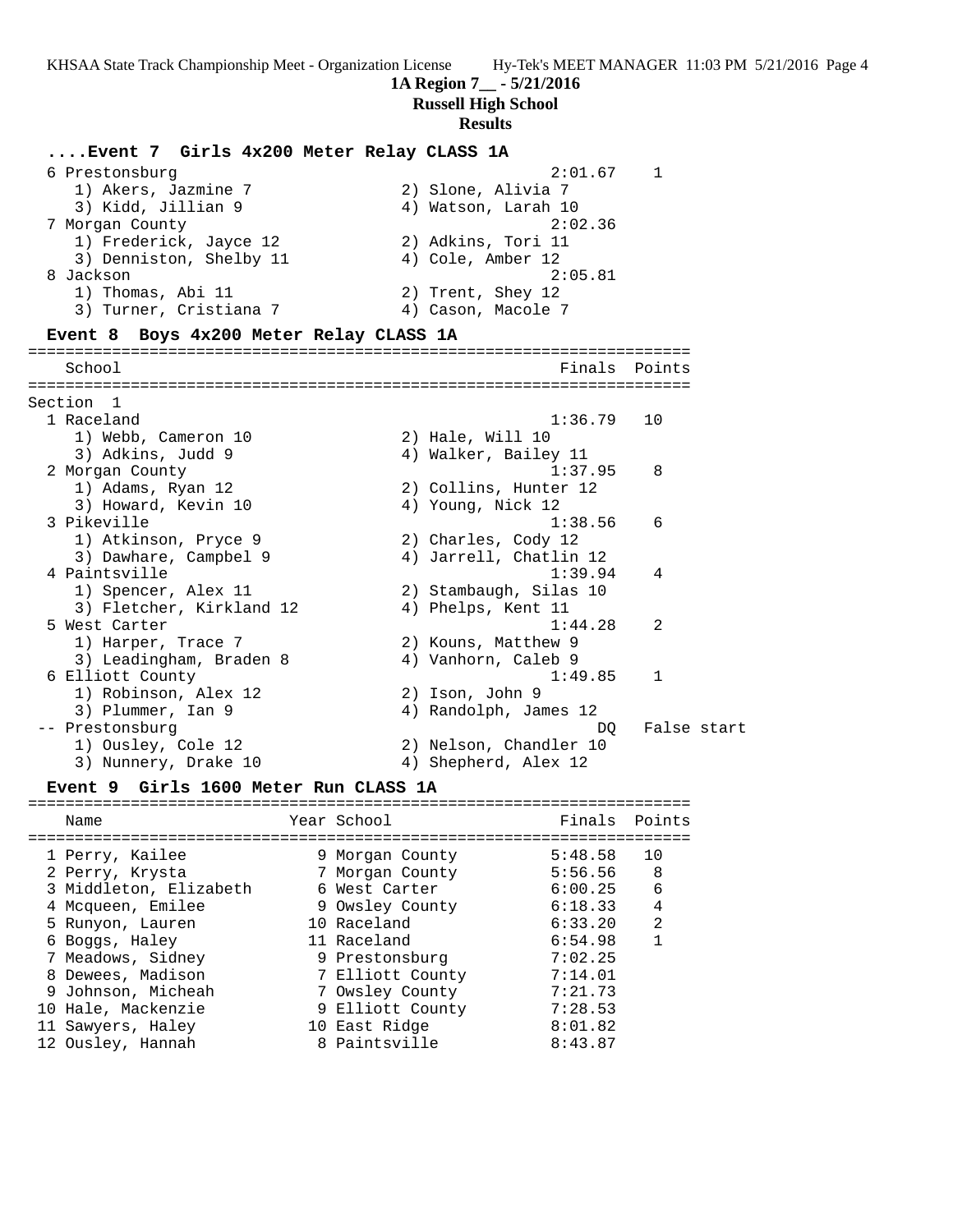## 1A Region 7__ - 5/21/2016

**Russell High School**

**Results**

### ....Event 7 Girls 4x200 Meter Relay CLASS 1A

| School | Finals | Points |
|---|---|---|
| 6 Prestonsburg | 2:01.67 | 1 |
| 1) Akers, Jazmine 7; 2) Slone, Alivia 7; 3) Kidd, Jillian 9; 4) Watson, Larah 10 | | |
| 7 Morgan County | 2:02.36 | |
| 1) Frederick, Jayce 12; 2) Adkins, Tori 11; 3) Denniston, Shelby 11; 4) Cole, Amber 12 | | |
| 8 Jackson | 2:05.81 | |
| 1) Thomas, Abi 11; 2) Trent, Shey 12; 3) Turner, Cristiana 7; 4) Cason, Macole 7 | | |

### Event 8 Boys 4x200 Meter Relay CLASS 1A

Section 1

| School | Finals | Points |
|---|---|---|
| 1 Raceland | 1:36.79 | 10 |
| 1) Webb, Cameron 10; 2) Hale, Will 10; 3) Adkins, Judd 9; 4) Walker, Bailey 11 | | |
| 2 Morgan County | 1:37.95 | 8 |
| 1) Adams, Ryan 12; 2) Collins, Hunter 12; 3) Howard, Kevin 10; 4) Young, Nick 12 | | |
| 3 Pikeville | 1:38.56 | 6 |
| 1) Atkinson, Pryce 9; 2) Charles, Cody 12; 3) Dawhare, Campbel 9; 4) Jarrell, Chatlin 12 | | |
| 4 Paintsville | 1:39.94 | 4 |
| 1) Spencer, Alex 11; 2) Stambaugh, Silas 10; 3) Fletcher, Kirkland 12; 4) Phelps, Kent 11 | | |
| 5 West Carter | 1:44.28 | 2 |
| 1) Harper, Trace 7; 2) Kouns, Matthew 9; 3) Leadingham, Braden 8; 4) Vanhorn, Caleb 9 | | |
| 6 Elliott County | 1:49.85 | 1 |
| 1) Robinson, Alex 12; 2) Ison, John 9; 3) Plummer, Ian 9; 4) Randolph, James 12 | | |
| -- Prestonsburg | DQ | False start |
| 1) Ousley, Cole 12; 2) Nelson, Chandler 10; 3) Nunnery, Drake 10; 4) Shepherd, Alex 12 | | |

### Event 9 Girls 1600 Meter Run CLASS 1A

| Name | Year | School | Finals | Points |
|---|---|---|---|---|
| 1 Perry, Kailee | 9 | Morgan County | 5:48.58 | 10 |
| 2 Perry, Krysta | 7 | Morgan County | 5:56.56 | 8 |
| 3 Middleton, Elizabeth | 6 | West Carter | 6:00.25 | 6 |
| 4 Mcqueen, Emilee | 9 | Owsley County | 6:18.33 | 4 |
| 5 Runyon, Lauren | 10 | Raceland | 6:33.20 | 2 |
| 6 Boggs, Haley | 11 | Raceland | 6:54.98 | 1 |
| 7 Meadows, Sidney | 9 | Prestonsburg | 7:02.25 | |
| 8 Dewees, Madison | 7 | Elliott County | 7:14.01 | |
| 9 Johnson, Micheah | 7 | Owsley County | 7:21.73 | |
| 10 Hale, Mackenzie | 9 | Elliott County | 7:28.53 | |
| 11 Sawyers, Haley | 10 | East Ridge | 8:01.82 | |
| 12 Ousley, Hannah | 8 | Paintsville | 8:43.87 | |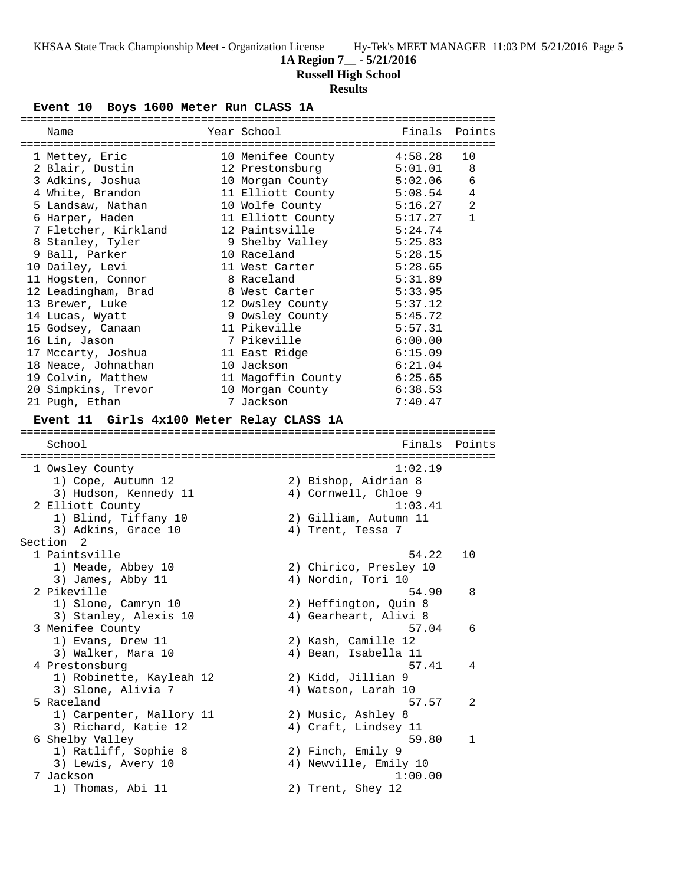**1A Region 7__ - 5/21/2016**
**Russell High School**
**Results**

### Event 10 Boys 1600 Meter Run CLASS 1A

| | Name | Year | School | Finals | Points |
|---|---|---|---|---|---|
| 1 | Mettey, Eric | 10 | Menifee County | 4:58.28 | 10 |
| 2 | Blair, Dustin | 12 | Prestonsburg | 5:01.01 | 8 |
| 3 | Adkins, Joshua | 10 | Morgan County | 5:02.06 | 6 |
| 4 | White, Brandon | 11 | Elliott County | 5:08.54 | 4 |
| 5 | Landsaw, Nathan | 10 | Wolfe County | 5:16.27 | 2 |
| 6 | Harper, Haden | 11 | Elliott County | 5:17.27 | 1 |
| 7 | Fletcher, Kirkland | 12 | Paintsville | 5:24.74 | |
| 8 | Stanley, Tyler | 9 | Shelby Valley | 5:25.83 | |
| 9 | Ball, Parker | 10 | Raceland | 5:28.15 | |
| 10 | Dailey, Levi | 11 | West Carter | 5:28.65 | |
| 11 | Hogsten, Connor | 8 | Raceland | 5:31.89 | |
| 12 | Leadingham, Brad | 8 | West Carter | 5:33.95 | |
| 13 | Brewer, Luke | 12 | Owsley County | 5:37.12 | |
| 14 | Lucas, Wyatt | 9 | Owsley County | 5:45.72 | |
| 15 | Godsey, Canaan | 11 | Pikeville | 5:57.31 | |
| 16 | Lin, Jason | 7 | Pikeville | 6:00.00 | |
| 17 | Mccarty, Joshua | 11 | East Ridge | 6:15.09 | |
| 18 | Neace, Johnathan | 10 | Jackson | 6:21.04 | |
| 19 | Colvin, Matthew | 11 | Magoffin County | 6:25.65 | |
| 20 | Simpkins, Trevor | 10 | Morgan County | 6:38.53 | |
| 21 | Pugh, Ethan | 7 | Jackson | 7:40.47 | |

### Event 11 Girls 4x100 Meter Relay CLASS 1A

| | School | | | Finals | Points |
|---|---|---|---|---|---|
| 1 | Owsley County | | | 1:02.19 | |
| | 1) Cope, Autumn 12 | 2) Bishop, Aidrian 8 | | | |
| | 3) Hudson, Kennedy 11 | 4) Cornwell, Chloe 9 | | | |
| 2 | Elliott County | | | 1:03.41 | |
| | 1) Blind, Tiffany 10 | 2) Gilliam, Autumn 11 | | | |
| | 3) Adkins, Grace 10 | 4) Trent, Tessa 7 | | | |
| **Section 2** | | | | | |
| 1 | Paintsville | | | 54.22 | 10 |
| | 1) Meade, Abbey 10 | 2) Chirico, Presley 10 | | | |
| | 3) James, Abby 11 | 4) Nordin, Tori 10 | | | |
| 2 | Pikeville | | | 54.90 | 8 |
| | 1) Slone, Camryn 10 | 2) Heffington, Quin 8 | | | |
| | 3) Stanley, Alexis 10 | 4) Gearheart, Alivi 8 | | | |
| 3 | Menifee County | | | 57.04 | 6 |
| | 1) Evans, Drew 11 | 2) Kash, Camille 12 | | | |
| | 3) Walker, Mara 10 | 4) Bean, Isabella 11 | | | |
| 4 | Prestonsburg | | | 57.41 | 4 |
| | 1) Robinette, Kayleah 12 | 2) Kidd, Jillian 9 | | | |
| | 3) Slone, Alivia 7 | 4) Watson, Larah 10 | | | |
| 5 | Raceland | | | 57.57 | 2 |
| | 1) Carpenter, Mallory 11 | 2) Music, Ashley 8 | | | |
| | 3) Richard, Katie 12 | 4) Craft, Lindsey 11 | | | |
| 6 | Shelby Valley | | | 59.80 | 1 |
| | 1) Ratliff, Sophie 8 | 2) Finch, Emily 9 | | | |
| | 3) Lewis, Avery 10 | 4) Newville, Emily 10 | | | |
| 7 | Jackson | | | 1:00.00 | |
| | 1) Thomas, Abi 11 | 2) Trent, Shey 12 | | | |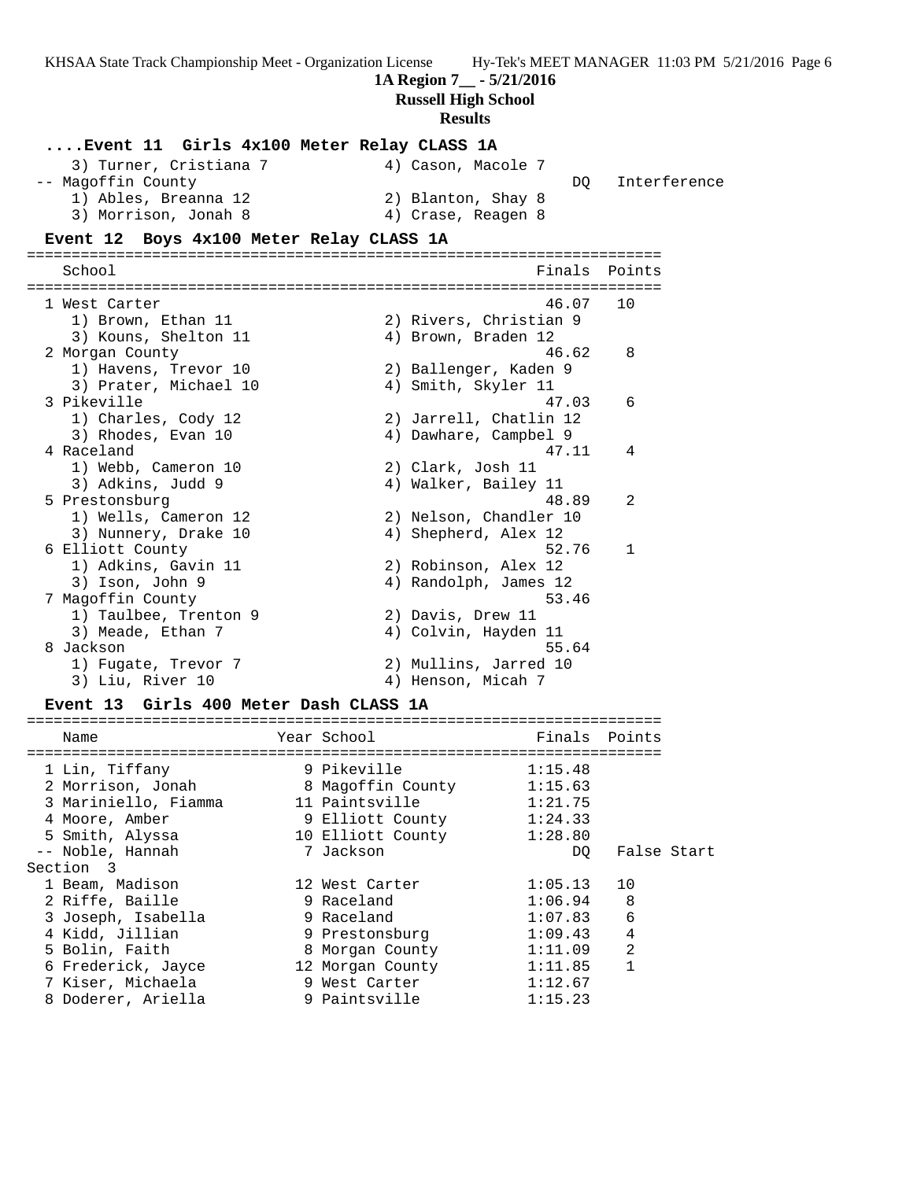**1A Region 7__ - 5/21/2016**
**Russell High School**
**Results**

### ....Event 11 Girls 4x100 Meter Relay CLASS 1A

| School | Finals | Points |
|---|---|---|
| 3) Turner, Cristiana 7 — 4) Cason, Macole 7 | | |
| -- Magoffin County | DQ | Interference |
| 1) Ables, Breanna 12 — 2) Blanton, Shay 8 | | |
| 3) Morrison, Jonah 8 — 4) Crase, Reagen 8 | | |

### Event 12 Boys 4x100 Meter Relay CLASS 1A

| School | Finals | Points |
|---|---|---|
| 1 West Carter | 46.07 | 10 |
| 1) Brown, Ethan 11 — 2) Rivers, Christian 9 | | |
| 3) Kouns, Shelton 11 — 4) Brown, Braden 12 | | |
| 2 Morgan County | 46.62 | 8 |
| 1) Havens, Trevor 10 — 2) Ballenger, Kaden 9 | | |
| 3) Prater, Michael 10 — 4) Smith, Skyler 11 | | |
| 3 Pikeville | 47.03 | 6 |
| 1) Charles, Cody 12 — 2) Jarrell, Chatlin 12 | | |
| 3) Rhodes, Evan 10 — 4) Dawhare, Campbel 9 | | |
| 4 Raceland | 47.11 | 4 |
| 1) Webb, Cameron 10 — 2) Clark, Josh 11 | | |
| 3) Adkins, Judd 9 — 4) Walker, Bailey 11 | | |
| 5 Prestonsburg | 48.89 | 2 |
| 1) Wells, Cameron 12 — 2) Nelson, Chandler 10 | | |
| 3) Nunnery, Drake 10 — 4) Shepherd, Alex 12 | | |
| 6 Elliott County | 52.76 | 1 |
| 1) Adkins, Gavin 11 — 2) Robinson, Alex 12 | | |
| 3) Ison, John 9 — 4) Randolph, James 12 | | |
| 7 Magoffin County | 53.46 | |
| 1) Taulbee, Trenton 9 — 2) Davis, Drew 11 | | |
| 3) Meade, Ethan 7 — 4) Colvin, Hayden 11 | | |
| 8 Jackson | 55.64 | |
| 1) Fugate, Trevor 7 — 2) Mullins, Jarred 10 | | |
| 3) Liu, River 10 — 4) Henson, Micah 7 | | |

### Event 13 Girls 400 Meter Dash CLASS 1A

| Name | Year | School | Finals | Points |
|---|---|---|---|---|
| 1 Lin, Tiffany | 9 | Pikeville | 1:15.48 | |
| 2 Morrison, Jonah | 8 | Magoffin County | 1:15.63 | |
| 3 Mariniello, Fiamma | 11 | Paintsville | 1:21.75 | |
| 4 Moore, Amber | 9 | Elliott County | 1:24.33 | |
| 5 Smith, Alyssa | 10 | Elliott County | 1:28.80 | |
| -- Noble, Hannah | 7 | Jackson | DQ | False Start |
| **Section 3** | | | | |
| 1 Beam, Madison | 12 | West Carter | 1:05.13 | 10 |
| 2 Riffe, Baille | 9 | Raceland | 1:06.94 | 8 |
| 3 Joseph, Isabella | 9 | Raceland | 1:07.83 | 6 |
| 4 Kidd, Jillian | 9 | Prestonsburg | 1:09.43 | 4 |
| 5 Bolin, Faith | 8 | Morgan County | 1:11.09 | 2 |
| 6 Frederick, Jayce | 12 | Morgan County | 1:11.85 | 1 |
| 7 Kiser, Michaela | 9 | West Carter | 1:12.67 | |
| 8 Doderer, Ariella | 9 | Paintsville | 1:15.23 | |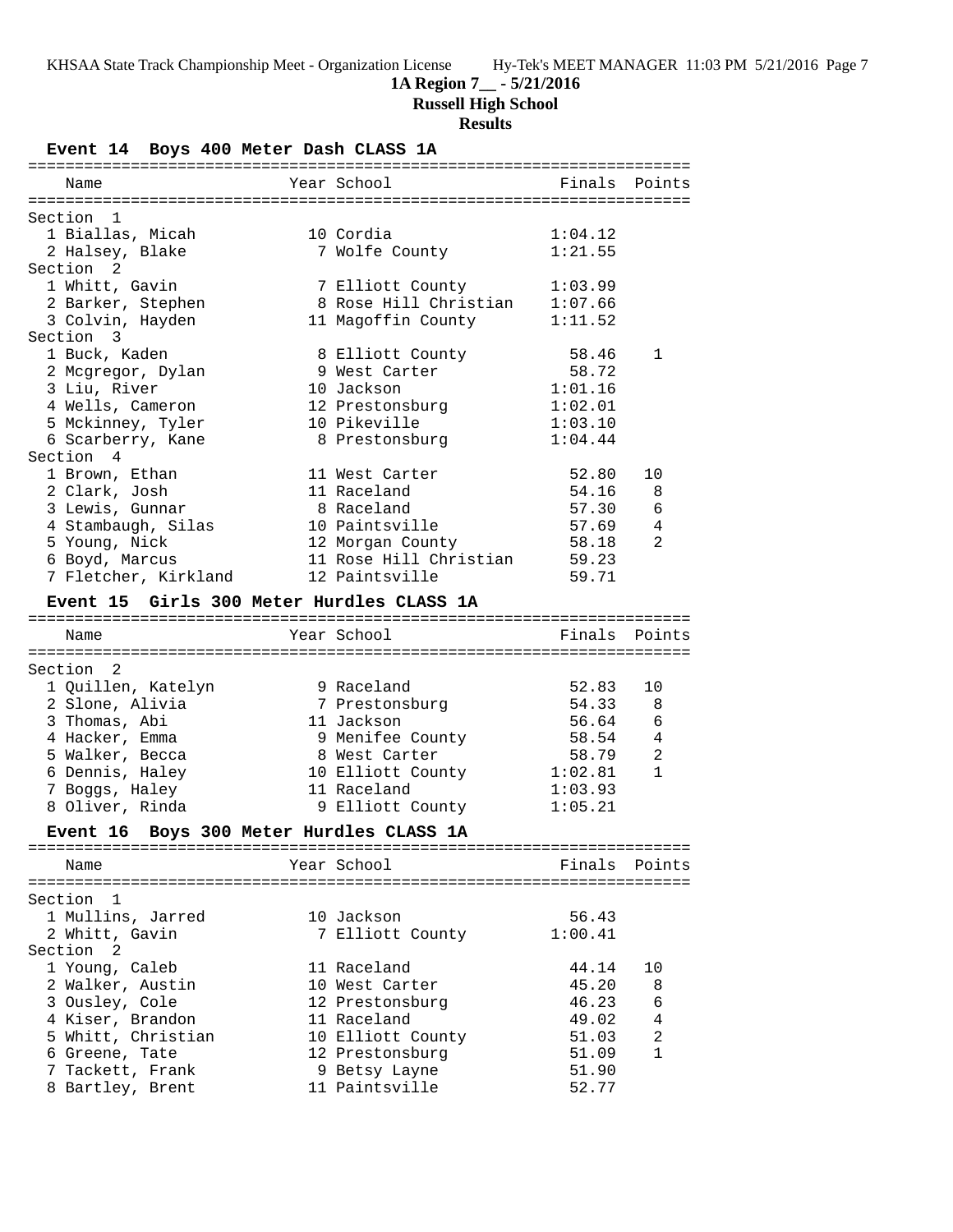**1A Region 7__ - 5/21/2016**

**Russell High School**

**Results**

### Event 14 Boys 400 Meter Dash CLASS 1A

| Name | Year | School | Finals | Points |
|---|---|---|---|---|
| **Section 1** | | | | |
| 1 Biallas, Micah | 10 | Cordia | 1:04.12 | |
| 2 Halsey, Blake | 7 | Wolfe County | 1:21.55 | |
| **Section 2** | | | | |
| 1 Whitt, Gavin | 7 | Elliott County | 1:03.99 | |
| 2 Barker, Stephen | 8 | Rose Hill Christian | 1:07.66 | |
| 3 Colvin, Hayden | 11 | Magoffin County | 1:11.52 | |
| **Section 3** | | | | |
| 1 Buck, Kaden | 8 | Elliott County | 58.46 | 1 |
| 2 Mcgregor, Dylan | 9 | West Carter | 58.72 | |
| 3 Liu, River | 10 | Jackson | 1:01.16 | |
| 4 Wells, Cameron | 12 | Prestonsburg | 1:02.01 | |
| 5 Mckinney, Tyler | 10 | Pikeville | 1:03.10 | |
| 6 Scarberry, Kane | 8 | Prestonsburg | 1:04.44 | |
| **Section 4** | | | | |
| 1 Brown, Ethan | 11 | West Carter | 52.80 | 10 |
| 2 Clark, Josh | 11 | Raceland | 54.16 | 8 |
| 3 Lewis, Gunnar | 8 | Raceland | 57.30 | 6 |
| 4 Stambaugh, Silas | 10 | Paintsville | 57.69 | 4 |
| 5 Young, Nick | 12 | Morgan County | 58.18 | 2 |
| 6 Boyd, Marcus | 11 | Rose Hill Christian | 59.23 | |
| 7 Fletcher, Kirkland | 12 | Paintsville | 59.71 | |

### Event 15 Girls 300 Meter Hurdles CLASS 1A

| Name | Year | School | Finals | Points |
|---|---|---|---|---|
| **Section 2** | | | | |
| 1 Quillen, Katelyn | 9 | Raceland | 52.83 | 10 |
| 2 Slone, Alivia | 7 | Prestonsburg | 54.33 | 8 |
| 3 Thomas, Abi | 11 | Jackson | 56.64 | 6 |
| 4 Hacker, Emma | 9 | Menifee County | 58.54 | 4 |
| 5 Walker, Becca | 8 | West Carter | 58.79 | 2 |
| 6 Dennis, Haley | 10 | Elliott County | 1:02.81 | 1 |
| 7 Boggs, Haley | 11 | Raceland | 1:03.93 | |
| 8 Oliver, Rinda | 9 | Elliott County | 1:05.21 | |

### Event 16 Boys 300 Meter Hurdles CLASS 1A

| Name | Year | School | Finals | Points |
|---|---|---|---|---|
| **Section 1** | | | | |
| 1 Mullins, Jarred | 10 | Jackson | 56.43 | |
| 2 Whitt, Gavin | 7 | Elliott County | 1:00.41 | |
| **Section 2** | | | | |
| 1 Young, Caleb | 11 | Raceland | 44.14 | 10 |
| 2 Walker, Austin | 10 | West Carter | 45.20 | 8 |
| 3 Ousley, Cole | 12 | Prestonsburg | 46.23 | 6 |
| 4 Kiser, Brandon | 11 | Raceland | 49.02 | 4 |
| 5 Whitt, Christian | 10 | Elliott County | 51.03 | 2 |
| 6 Greene, Tate | 12 | Prestonsburg | 51.09 | 1 |
| 7 Tackett, Frank | 9 | Betsy Layne | 51.90 | |
| 8 Bartley, Brent | 11 | Paintsville | 52.77 | |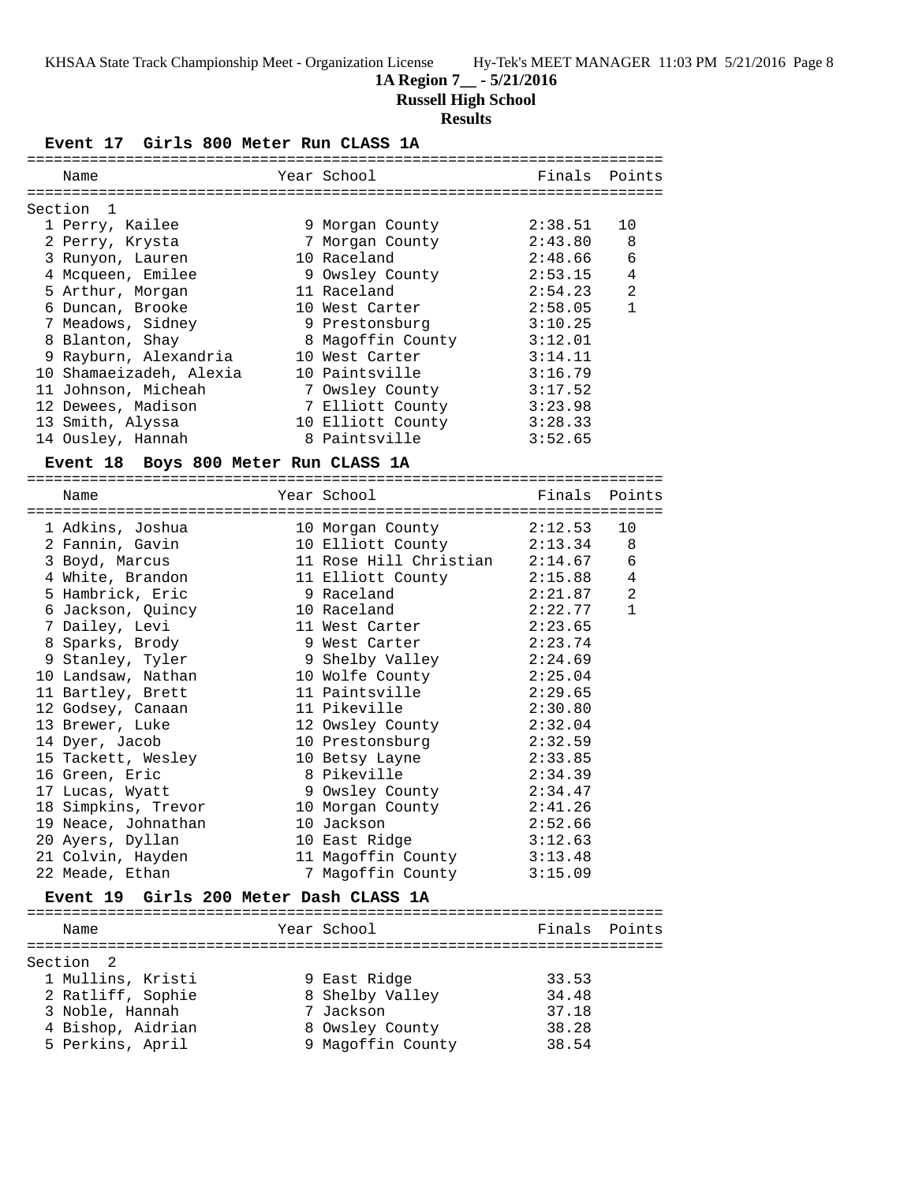**1A Region 7__ - 5/21/2016**

**Russell High School**

**Results**

### Event 17 Girls 800 Meter Run CLASS 1A

Section 1

| Place | Name | Year | School | Finals | Points |
|---|---|---|---|---|---|
| 1 | Perry, Kailee | 9 | Morgan County | 2:38.51 | 10 |
| 2 | Perry, Krysta | 7 | Morgan County | 2:43.80 | 8 |
| 3 | Runyon, Lauren | 10 | Raceland | 2:48.66 | 6 |
| 4 | Mcqueen, Emilee | 9 | Owsley County | 2:53.15 | 4 |
| 5 | Arthur, Morgan | 11 | Raceland | 2:54.23 | 2 |
| 6 | Duncan, Brooke | 10 | West Carter | 2:58.05 | 1 |
| 7 | Meadows, Sidney | 9 | Prestonsburg | 3:10.25 | |
| 8 | Blanton, Shay | 8 | Magoffin County | 3:12.01 | |
| 9 | Rayburn, Alexandria | 10 | West Carter | 3:14.11 | |
| 10 | Shamaeizadeh, Alexia | 10 | Paintsville | 3:16.79 | |
| 11 | Johnson, Micheah | 7 | Owsley County | 3:17.52 | |
| 12 | Dewees, Madison | 7 | Elliott County | 3:23.98 | |
| 13 | Smith, Alyssa | 10 | Elliott County | 3:28.33 | |
| 14 | Ousley, Hannah | 8 | Paintsville | 3:52.65 | |

### Event 18 Boys 800 Meter Run CLASS 1A

| Place | Name | Year | School | Finals | Points |
|---|---|---|---|---|---|
| 1 | Adkins, Joshua | 10 | Morgan County | 2:12.53 | 10 |
| 2 | Fannin, Gavin | 10 | Elliott County | 2:13.34 | 8 |
| 3 | Boyd, Marcus | 11 | Rose Hill Christian | 2:14.67 | 6 |
| 4 | White, Brandon | 11 | Elliott County | 2:15.88 | 4 |
| 5 | Hambrick, Eric | 9 | Raceland | 2:21.87 | 2 |
| 6 | Jackson, Quincy | 10 | Raceland | 2:22.77 | 1 |
| 7 | Dailey, Levi | 11 | West Carter | 2:23.65 | |
| 8 | Sparks, Brody | 9 | West Carter | 2:23.74 | |
| 9 | Stanley, Tyler | 9 | Shelby Valley | 2:24.69 | |
| 10 | Landsaw, Nathan | 10 | Wolfe County | 2:25.04 | |
| 11 | Bartley, Brett | 11 | Paintsville | 2:29.65 | |
| 12 | Godsey, Canaan | 11 | Pikeville | 2:30.80 | |
| 13 | Brewer, Luke | 12 | Owsley County | 2:32.04 | |
| 14 | Dyer, Jacob | 10 | Prestonsburg | 2:32.59 | |
| 15 | Tackett, Wesley | 10 | Betsy Layne | 2:33.85 | |
| 16 | Green, Eric | 8 | Pikeville | 2:34.39 | |
| 17 | Lucas, Wyatt | 9 | Owsley County | 2:34.47 | |
| 18 | Simpkins, Trevor | 10 | Morgan County | 2:41.26 | |
| 19 | Neace, Johnathan | 10 | Jackson | 2:52.66 | |
| 20 | Ayers, Dyllan | 10 | East Ridge | 3:12.63 | |
| 21 | Colvin, Hayden | 11 | Magoffin County | 3:13.48 | |
| 22 | Meade, Ethan | 7 | Magoffin County | 3:15.09 | |

### Event 19 Girls 200 Meter Dash CLASS 1A

Section 2

| Place | Name | Year | School | Finals | Points |
|---|---|---|---|---|---|
| 1 | Mullins, Kristi | 9 | East Ridge | 33.53 | |
| 2 | Ratliff, Sophie | 8 | Shelby Valley | 34.48 | |
| 3 | Noble, Hannah | 7 | Jackson | 37.18 | |
| 4 | Bishop, Aidrian | 8 | Owsley County | 38.28 | |
| 5 | Perkins, April | 9 | Magoffin County | 38.54 | |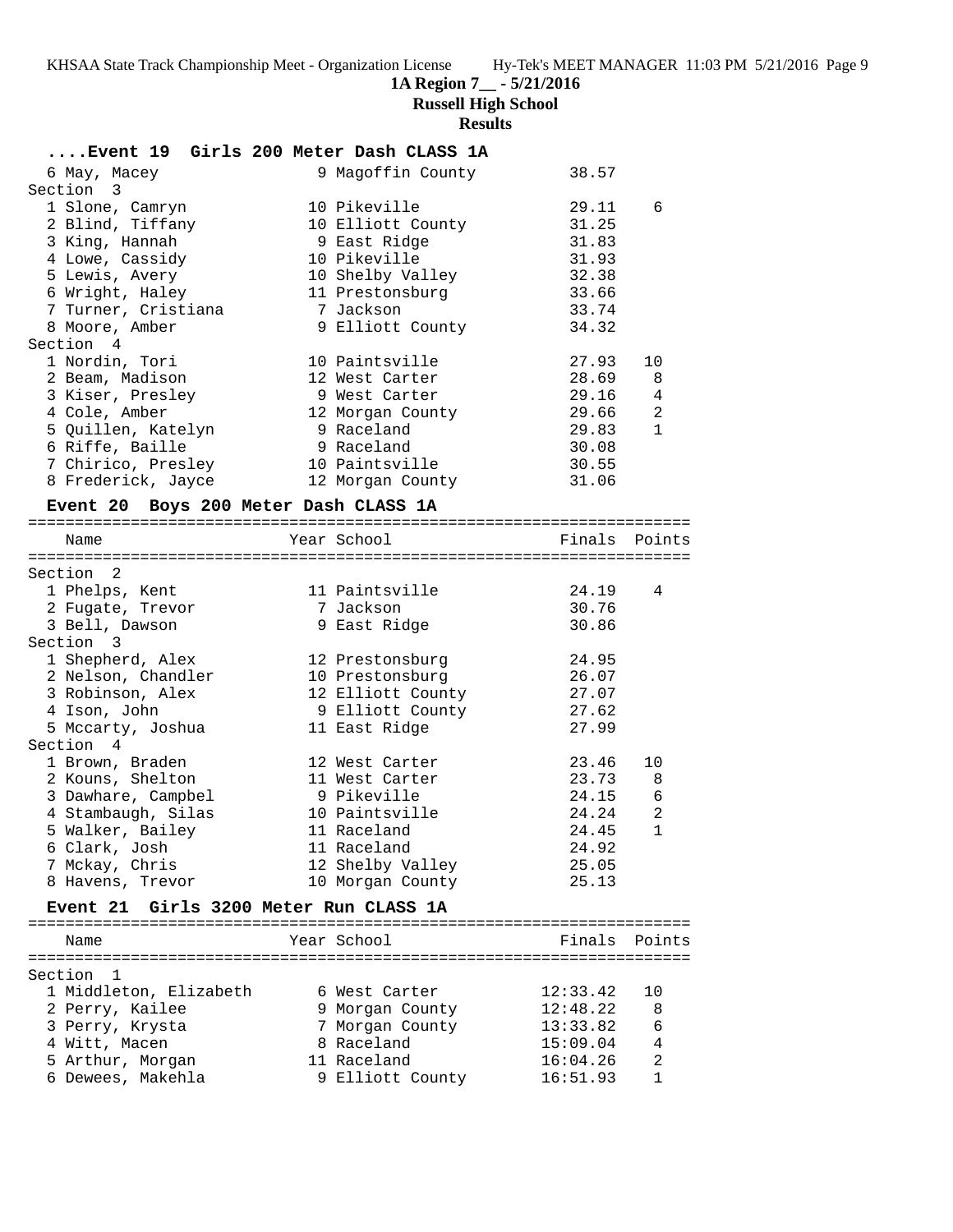**1A Region 7__ - 5/21/2016**
**Russell High School**
**Results**

### ....Event 19 Girls 200 Meter Dash CLASS 1A

| Name | Year | School | Finals | Points |
|---|---|---|---|---|
| 6 May, Macey | 9 | Magoffin County | 38.57 | |
| **Section 3** | | | | |
| 1 Slone, Camryn | 10 | Pikeville | 29.11 | 6 |
| 2 Blind, Tiffany | 10 | Elliott County | 31.25 | |
| 3 King, Hannah | 9 | East Ridge | 31.83 | |
| 4 Lowe, Cassidy | 10 | Pikeville | 31.93 | |
| 5 Lewis, Avery | 10 | Shelby Valley | 32.38 | |
| 6 Wright, Haley | 11 | Prestonsburg | 33.66 | |
| 7 Turner, Cristiana | 7 | Jackson | 33.74 | |
| 8 Moore, Amber | 9 | Elliott County | 34.32 | |
| **Section 4** | | | | |
| 1 Nordin, Tori | 10 | Paintsville | 27.93 | 10 |
| 2 Beam, Madison | 12 | West Carter | 28.69 | 8 |
| 3 Kiser, Presley | 9 | West Carter | 29.16 | 4 |
| 4 Cole, Amber | 12 | Morgan County | 29.66 | 2 |
| 5 Quillen, Katelyn | 9 | Raceland | 29.83 | 1 |
| 6 Riffe, Baille | 9 | Raceland | 30.08 | |
| 7 Chirico, Presley | 10 | Paintsville | 30.55 | |
| 8 Frederick, Jayce | 12 | Morgan County | 31.06 | |

### Event 20 Boys 200 Meter Dash CLASS 1A

| Name | Year | School | Finals | Points |
|---|---|---|---|---|
| **Section 2** | | | | |
| 1 Phelps, Kent | 11 | Paintsville | 24.19 | 4 |
| 2 Fugate, Trevor | 7 | Jackson | 30.76 | |
| 3 Bell, Dawson | 9 | East Ridge | 30.86 | |
| **Section 3** | | | | |
| 1 Shepherd, Alex | 12 | Prestonsburg | 24.95 | |
| 2 Nelson, Chandler | 10 | Prestonsburg | 26.07 | |
| 3 Robinson, Alex | 12 | Elliott County | 27.07 | |
| 4 Ison, John | 9 | Elliott County | 27.62 | |
| 5 Mccarty, Joshua | 11 | East Ridge | 27.99 | |
| **Section 4** | | | | |
| 1 Brown, Braden | 12 | West Carter | 23.46 | 10 |
| 2 Kouns, Shelton | 11 | West Carter | 23.73 | 8 |
| 3 Dawhare, Campbel | 9 | Pikeville | 24.15 | 6 |
| 4 Stambaugh, Silas | 10 | Paintsville | 24.24 | 2 |
| 5 Walker, Bailey | 11 | Raceland | 24.45 | 1 |
| 6 Clark, Josh | 11 | Raceland | 24.92 | |
| 7 Mckay, Chris | 12 | Shelby Valley | 25.05 | |
| 8 Havens, Trevor | 10 | Morgan County | 25.13 | |

### Event 21 Girls 3200 Meter Run CLASS 1A

| Name | Year | School | Finals | Points |
|---|---|---|---|---|
| **Section 1** | | | | |
| 1 Middleton, Elizabeth | 6 | West Carter | 12:33.42 | 10 |
| 2 Perry, Kailee | 9 | Morgan County | 12:48.22 | 8 |
| 3 Perry, Krysta | 7 | Morgan County | 13:33.82 | 6 |
| 4 Witt, Macen | 8 | Raceland | 15:09.04 | 4 |
| 5 Arthur, Morgan | 11 | Raceland | 16:04.26 | 2 |
| 6 Dewees, Makehla | 9 | Elliott County | 16:51.93 | 1 |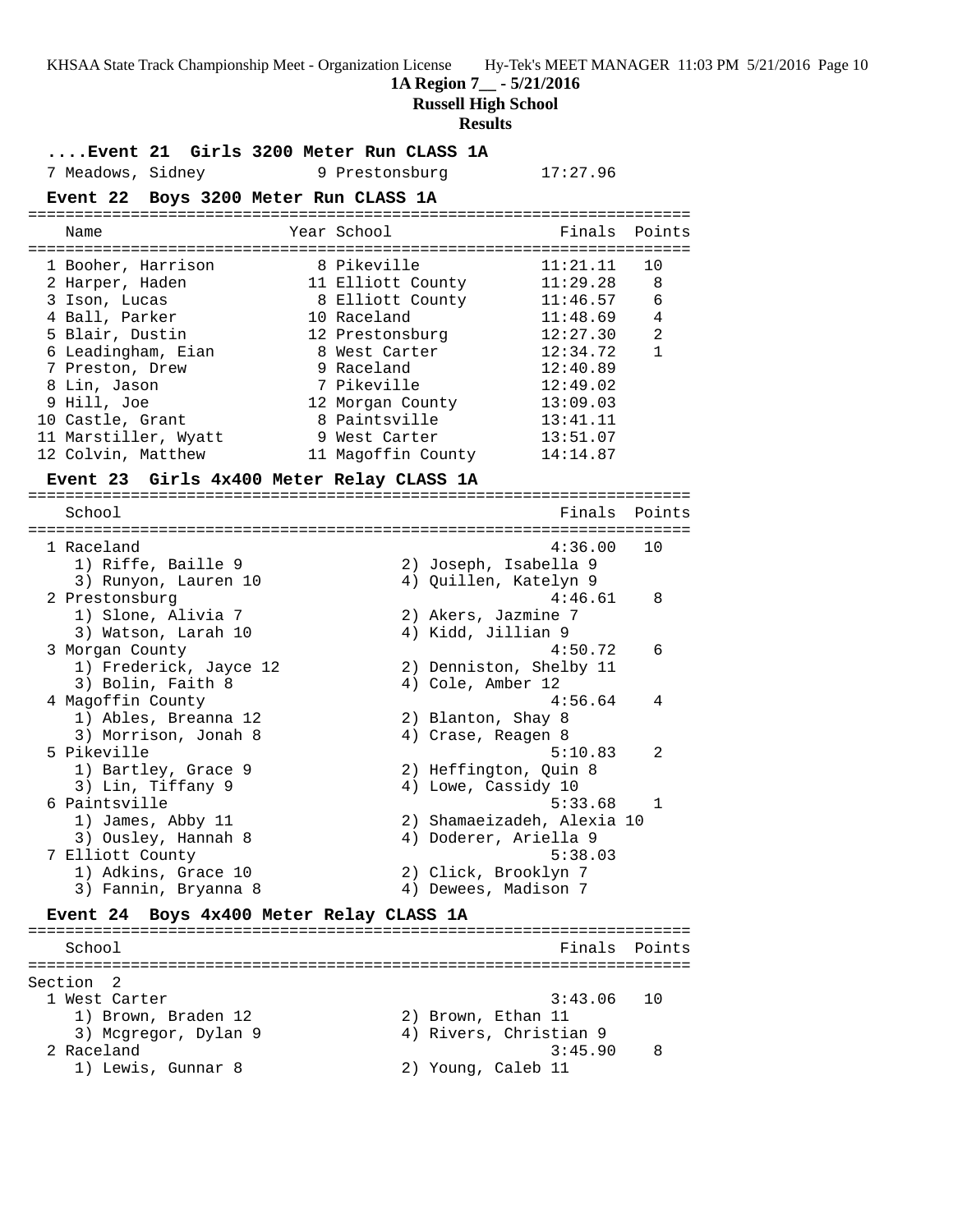**1A Region 7__ - 5/21/2016**

**Russell High School**

**Results**

### ....Event 21 Girls 3200 Meter Run CLASS 1A

| | Name | Year | School | Finals | Points |
|---|---|---|---|---|---|
| 7 | Meadows, Sidney | 9 | Prestonsburg | 17:27.96 | |

### Event 22 Boys 3200 Meter Run CLASS 1A

| | Name | Year | School | Finals | Points |
|---|---|---|---|---|---|
| 1 | Booher, Harrison | 8 | Pikeville | 11:21.11 | 10 |
| 2 | Harper, Haden | 11 | Elliott County | 11:29.28 | 8 |
| 3 | Ison, Lucas | 8 | Elliott County | 11:46.57 | 6 |
| 4 | Ball, Parker | 10 | Raceland | 11:48.69 | 4 |
| 5 | Blair, Dustin | 12 | Prestonsburg | 12:27.30 | 2 |
| 6 | Leadingham, Eian | 8 | West Carter | 12:34.72 | 1 |
| 7 | Preston, Drew | 9 | Raceland | 12:40.89 | |
| 8 | Lin, Jason | 7 | Pikeville | 12:49.02 | |
| 9 | Hill, Joe | 12 | Morgan County | 13:09.03 | |
| 10 | Castle, Grant | 8 | Paintsville | 13:41.11 | |
| 11 | Marstiller, Wyatt | 9 | West Carter | 13:51.07 | |
| 12 | Colvin, Matthew | 11 | Magoffin County | 14:14.87 | |

### Event 23 Girls 4x400 Meter Relay CLASS 1A

| | School | | Finals | Points |
|---|---|---|---|---|
| 1 | Raceland | | 4:36.00 | 10 |
| | 1) Riffe, Baille 9 | 2) Joseph, Isabella 9 | | |
| | 3) Runyon, Lauren 10 | 4) Quillen, Katelyn 9 | | |
| 2 | Prestonsburg | | 4:46.61 | 8 |
| | 1) Slone, Alivia 7 | 2) Akers, Jazmine 7 | | |
| | 3) Watson, Larah 10 | 4) Kidd, Jillian 9 | | |
| 3 | Morgan County | | 4:50.72 | 6 |
| | 1) Frederick, Jayce 12 | 2) Denniston, Shelby 11 | | |
| | 3) Bolin, Faith 8 | 4) Cole, Amber 12 | | |
| 4 | Magoffin County | | 4:56.64 | 4 |
| | 1) Ables, Breanna 12 | 2) Blanton, Shay 8 | | |
| | 3) Morrison, Jonah 8 | 4) Crase, Reagen 8 | | |
| 5 | Pikeville | | 5:10.83 | 2 |
| | 1) Bartley, Grace 9 | 2) Heffington, Quin 8 | | |
| | 3) Lin, Tiffany 9 | 4) Lowe, Cassidy 10 | | |
| 6 | Paintsville | | 5:33.68 | 1 |
| | 1) James, Abby 11 | 2) Shamaeizadeh, Alexia 10 | | |
| | 3) Ousley, Hannah 8 | 4) Doderer, Ariella 9 | | |
| 7 | Elliott County | | 5:38.03 | |
| | 1) Adkins, Grace 10 | 2) Click, Brooklyn 7 | | |
| | 3) Fannin, Bryanna 8 | 4) Dewees, Madison 7 | | |

### Event 24 Boys 4x400 Meter Relay CLASS 1A

Section 2

| | School | | Finals | Points |
|---|---|---|---|---|
| 1 | West Carter | | 3:43.06 | 10 |
| | 1) Brown, Braden 12 | 2) Brown, Ethan 11 | | |
| | 3) Mcgregor, Dylan 9 | 4) Rivers, Christian 9 | | |
| 2 | Raceland | | 3:45.90 | 8 |
| | 1) Lewis, Gunnar 8 | 2) Young, Caleb 11 | | |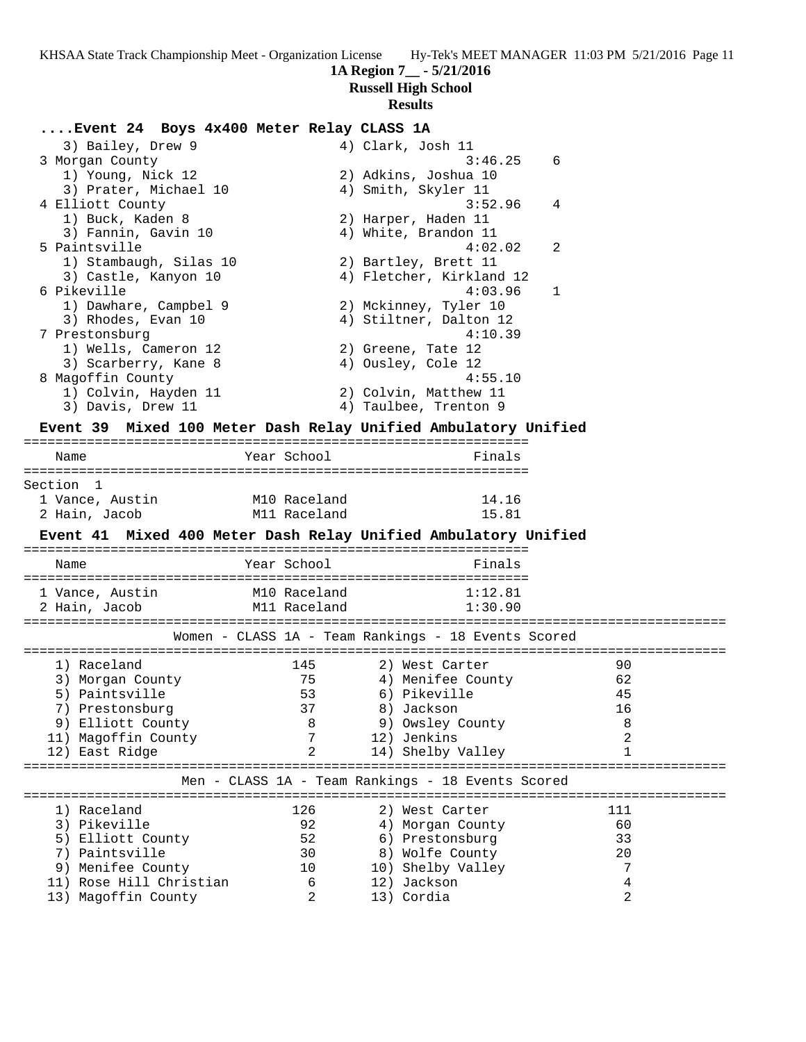KHSAA State Track Championship Meet - Organization License Hy-Tek's MEET MANAGER 11:03 PM 5/21/2016 Page 11

**1A Region 7__ - 5/21/2016**

**Russell High School**

**Results**

### ....Event 24 Boys 4x400 Meter Relay CLASS 1A

```
    3) Bailey, Drew 9                  4) Clark, Josh 11
  3 Morgan County                                 3:46.25    6
    1) Young, Nick 12                  2) Adkins, Joshua 10
    3) Prater, Michael 10              4) Smith, Skyler 11
  4 Elliott County                                3:52.96    4
    1) Buck, Kaden 8                   2) Harper, Haden 11
    3) Fannin, Gavin 10                4) White, Brandon 11
  5 Paintsville                                   4:02.02    2
    1) Stambaugh, Silas 10             2) Bartley, Brett 11
    3) Castle, Kanyon 10               4) Fletcher, Kirkland 12
  6 Pikeville                                     4:03.96    1
    1) Dawhare, Campbel 9              2) Mckinney, Tyler 10
    3) Rhodes, Evan 10                 4) Stiltner, Dalton 12
  7 Prestonsburg                                  4:10.39
    1) Wells, Cameron 12               2) Greene, Tate 12
    3) Scarberry, Kane 8               4) Ousley, Cole 12
  8 Magoffin County                               4:55.10
    1) Colvin, Hayden 11               2) Colvin, Matthew 11
    3) Davis, Drew 11                  4) Taulbee, Trenton 9
```

### Event 39 Mixed 100 Meter Dash Relay Unified Ambulatory Unified

| Name | Year School | Finals |
|---|---|---|
| Section 1 | | |
| 1 Vance, Austin | M10 Raceland | 14.16 |
| 2 Hain, Jacob | M11 Raceland | 15.81 |

### Event 41 Mixed 400 Meter Dash Relay Unified Ambulatory Unified

| Name | Year School | Finals |
|---|---|---|
| 1 Vance, Austin | M10 Raceland | 1:12.81 |
| 2 Hain, Jacob | M11 Raceland | 1:30.90 |

### Women - CLASS 1A - Team Rankings - 18 Events Scored

| | | | |
|---|---|---|---|
| 1) Raceland | 145 | 2) West Carter | 90 |
| 3) Morgan County | 75 | 4) Menifee County | 62 |
| 5) Paintsville | 53 | 6) Pikeville | 45 |
| 7) Prestonsburg | 37 | 8) Jackson | 16 |
| 9) Elliott County | 8 | 9) Owsley County | 8 |
| 11) Magoffin County | 7 | 12) Jenkins | 2 |
| 12) East Ridge | 2 | 14) Shelby Valley | 1 |

### Men - CLASS 1A - Team Rankings - 18 Events Scored

| | | | |
|---|---|---|---|
| 1) Raceland | 126 | 2) West Carter | 111 |
| 3) Pikeville | 92 | 4) Morgan County | 60 |
| 5) Elliott County | 52 | 6) Prestonsburg | 33 |
| 7) Paintsville | 30 | 8) Wolfe County | 20 |
| 9) Menifee County | 10 | 10) Shelby Valley | 7 |
| 11) Rose Hill Christian | 6 | 12) Jackson | 4 |
| 13) Magoffin County | 2 | 13) Cordia | 2 |